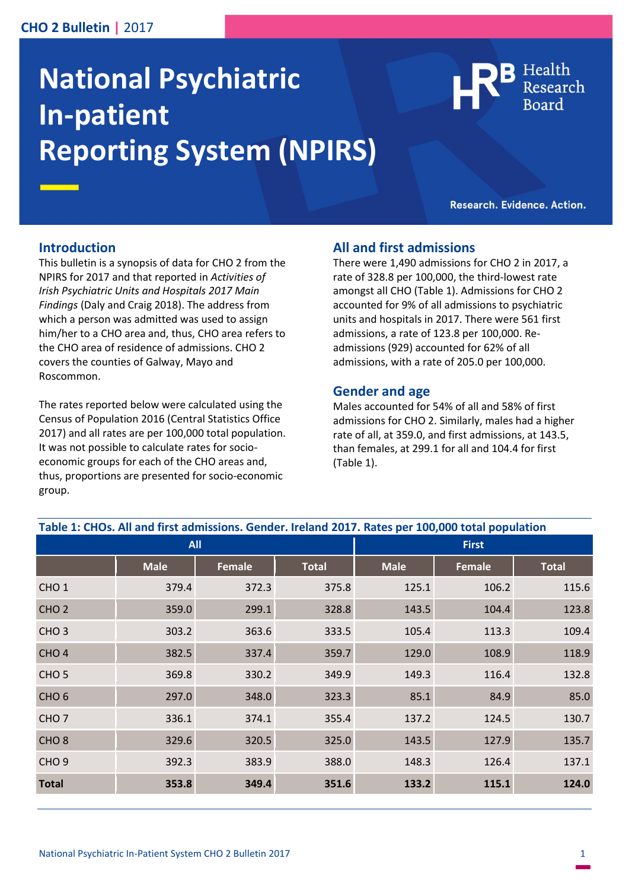# National Psychiatric In-patient Reporting System (NPIRS)

Research. Evidence. Action.

## Introduction

This bulletin is a synopsis of data for CHO 2 from the NPIRS for 2017 and that reported in *Activities of Irish Psychiatric Units and Hospitals 2017 Main Findings* (Daly and Craig 2018). The address from which a person was admitted was used to assign him/her to a CHO area and, thus, CHO area refers to the CHO area of residence of admissions. CHO 2 covers the counties of Galway, Mayo and Roscommon.

The rates reported below were calculated using the Census of Population 2016 (Central Statistics Office 2017) and all rates are per 100,000 total population. It was not possible to calculate rates for socio-economic groups for each of the CHO areas and, thus, proportions are presented for socio-economic group.

## All and first admissions

There were 1,490 admissions for CHO 2 in 2017, a rate of 328.8 per 100,000, the third-lowest rate amongst all CHO (Table 1). Admissions for CHO 2 accounted for 9% of all admissions to psychiatric units and hospitals in 2017. There were 561 first admissions, a rate of 123.8 per 100,000. Re-admissions (929) accounted for 62% of all admissions, with a rate of 205.0 per 100,000.

## Gender and age

Males accounted for 54% of all and 58% of first admissions for CHO 2. Similarly, males had a higher rate of all, at 359.0, and first admissions, at 143.5, than females, at 299.1 for all and 104.4 for first (Table 1).

**Table 1: CHOs. All and first admissions. Gender. Ireland 2017. Rates per 100,000 total population**

| | All | | | First | | |
|---|---|---|---|---|---|---|
| | Male | Female | Total | Male | Female | Total |
| CHO 1 | 379.4 | 372.3 | 375.8 | 125.1 | 106.2 | 115.6 |
| CHO 2 | 359.0 | 299.1 | 328.8 | 143.5 | 104.4 | 123.8 |
| CHO 3 | 303.2 | 363.6 | 333.5 | 105.4 | 113.3 | 109.4 |
| CHO 4 | 382.5 | 337.4 | 359.7 | 129.0 | 108.9 | 118.9 |
| CHO 5 | 369.8 | 330.2 | 349.9 | 149.3 | 116.4 | 132.8 |
| CHO 6 | 297.0 | 348.0 | 323.3 | 85.1 | 84.9 | 85.0 |
| CHO 7 | 336.1 | 374.1 | 355.4 | 137.2 | 124.5 | 130.7 |
| CHO 8 | 329.6 | 320.5 | 325.0 | 143.5 | 127.9 | 135.7 |
| CHO 9 | 392.3 | 383.9 | 388.0 | 148.3 | 126.4 | 137.1 |
| **Total** | **353.8** | **349.4** | **351.6** | **133.2** | **115.1** | **124.0** |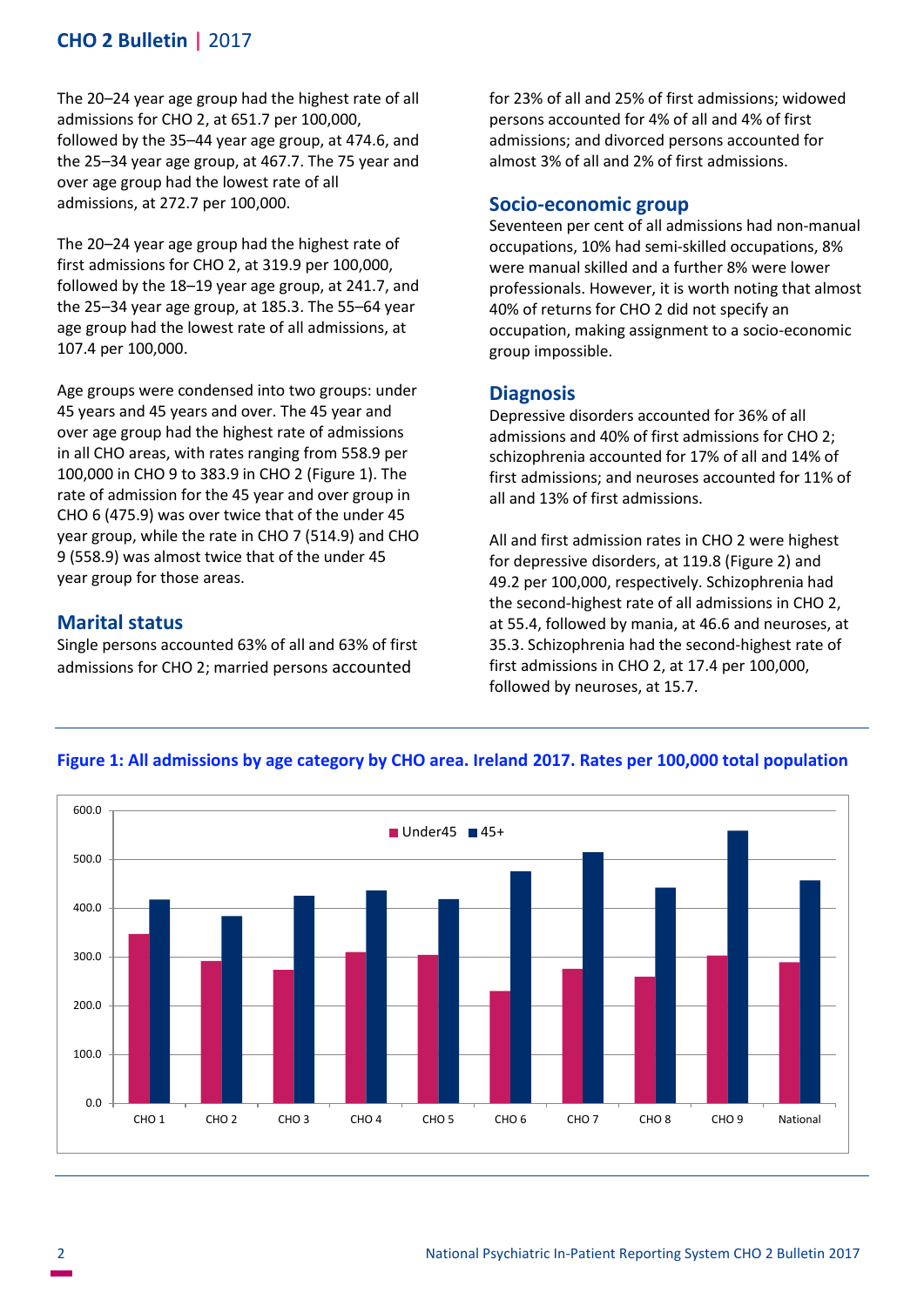The 20–24 year age group had the highest rate of all admissions for CHO 2, at 651.7 per 100,000, followed by the 35–44 year age group, at 474.6, and the 25–34 year age group, at 467.7. The 75 year and over age group had the lowest rate of all admissions, at 272.7 per 100,000.

The 20–24 year age group had the highest rate of first admissions for CHO 2, at 319.9 per 100,000, followed by the 18–19 year age group, at 241.7, and the 25–34 year age group, at 185.3. The 55–64 year age group had the lowest rate of all admissions, at 107.4 per 100,000.

Age groups were condensed into two groups: under 45 years and 45 years and over. The 45 year and over age group had the highest rate of admissions in all CHO areas, with rates ranging from 558.9 per 100,000 in CHO 9 to 383.9 in CHO 2 (Figure 1). The rate of admission for the 45 year and over group in CHO 6 (475.9) was over twice that of the under 45 year group, while the rate in CHO 7 (514.9) and CHO 9 (558.9) was almost twice that of the under 45 year group for those areas.

## Marital status

Single persons accounted 63% of all and 63% of first admissions for CHO 2; married persons accounted for 23% of all and 25% of first admissions; widowed persons accounted for 4% of all and 4% of first admissions; and divorced persons accounted for almost 3% of all and 2% of first admissions.

## Socio-economic group

Seventeen per cent of all admissions had non-manual occupations, 10% had semi-skilled occupations, 8% were manual skilled and a further 8% were lower professionals. However, it is worth noting that almost 40% of returns for CHO 2 did not specify an occupation, making assignment to a socio-economic group impossible.

## Diagnosis

Depressive disorders accounted for 36% of all admissions and 40% of first admissions for CHO 2; schizophrenia accounted for 17% of all and 14% of first admissions; and neuroses accounted for 11% of all and 13% of first admissions.

All and first admission rates in CHO 2 were highest for depressive disorders, at 119.8 (Figure 2) and 49.2 per 100,000, respectively. Schizophrenia had the second-highest rate of all admissions in CHO 2, at 55.4, followed by mania, at 46.6 and neuroses, at 35.3. Schizophrenia had the second-highest rate of first admissions in CHO 2, at 17.4 per 100,000, followed by neuroses, at 15.7.

**Figure 1: All admissions by age category by CHO area. Ireland 2017. Rates per 100,000 total population**

600.0
500.0
400.0
300.0
200.0
100.0
0.0

Under45 45+

CHO 1 CHO 2 CHO 3 CHO 4 CHO 5 CHO 6 CHO 7 CHO 8 CHO 9 National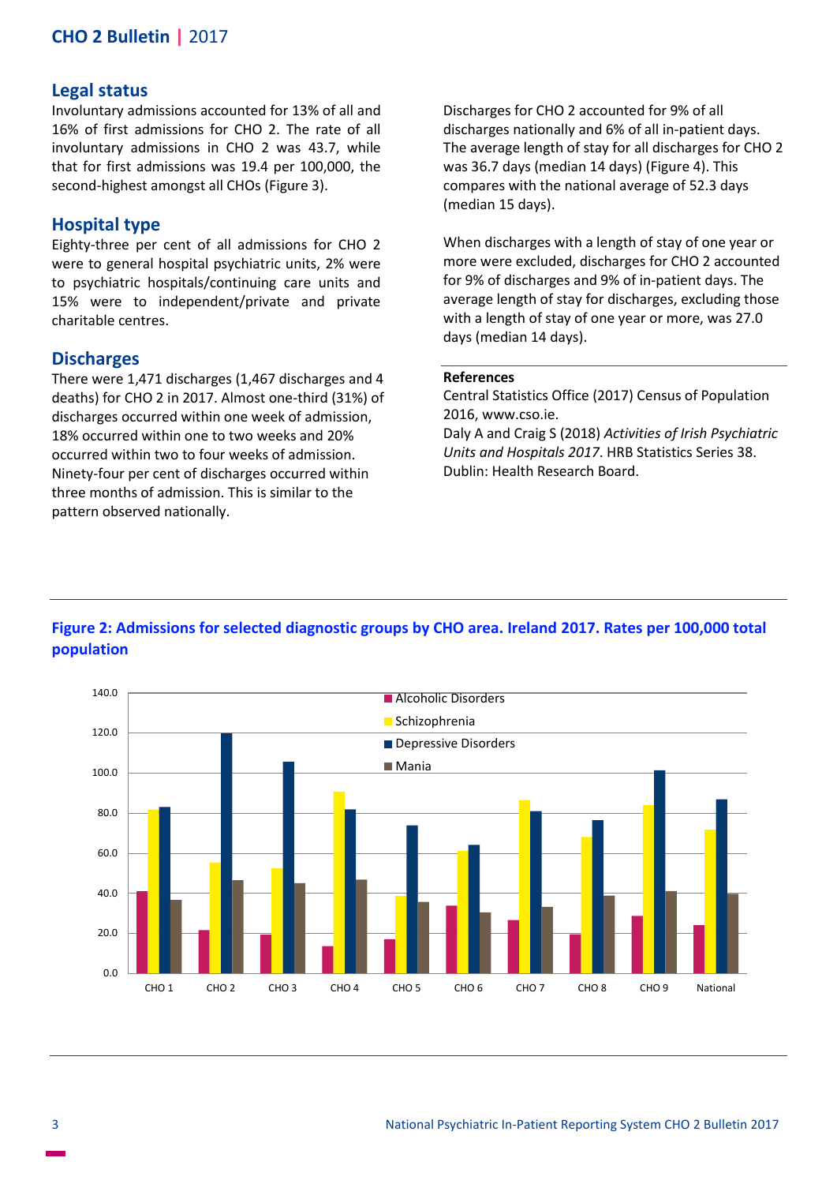## Legal status

Involuntary admissions accounted for 13% of all and 16% of first admissions for CHO 2. The rate of all involuntary admissions in CHO 2 was 43.7, while that for first admissions was 19.4 per 100,000, the second-highest amongst all CHOs (Figure 3).

## Hospital type

Eighty-three per cent of all admissions for CHO 2 were to general hospital psychiatric units, 2% were to psychiatric hospitals/continuing care units and 15% were to independent/private and private charitable centres.

## Discharges

There were 1,471 discharges (1,467 discharges and 4 deaths) for CHO 2 in 2017. Almost one-third (31%) of discharges occurred within one week of admission, 18% occurred within one to two weeks and 20% occurred within two to four weeks of admission. Ninety-four per cent of discharges occurred within three months of admission. This is similar to the pattern observed nationally.

Discharges for CHO 2 accounted for 9% of all discharges nationally and 6% of all in-patient days. The average length of stay for all discharges for CHO 2 was 36.7 days (median 14 days) (Figure 4). This compares with the national average of 52.3 days (median 15 days).

When discharges with a length of stay of one year or more were excluded, discharges for CHO 2 accounted for 9% of discharges and 9% of in-patient days. The average length of stay for discharges, excluding those with a length of stay of one year or more, was 27.0 days (median 14 days).

**References**

Central Statistics Office (2017) Census of Population 2016, www.cso.ie.

Daly A and Craig S (2018) *Activities of Irish Psychiatric Units and Hospitals 2017*. HRB Statistics Series 38. Dublin: Health Research Board.

**Figure 2: Admissions for selected diagnostic groups by CHO area. Ireland 2017. Rates per 100,000 total population**

140.0
120.0
100.0
80.0
60.0
40.0
20.0
0.0

Alcoholic Disorders
Schizophrenia
Depressive Disorders
Mania

CHO 1 CHO 2 CHO 3 CHO 4 CHO 5 CHO 6 CHO 7 CHO 8 CHO 9 National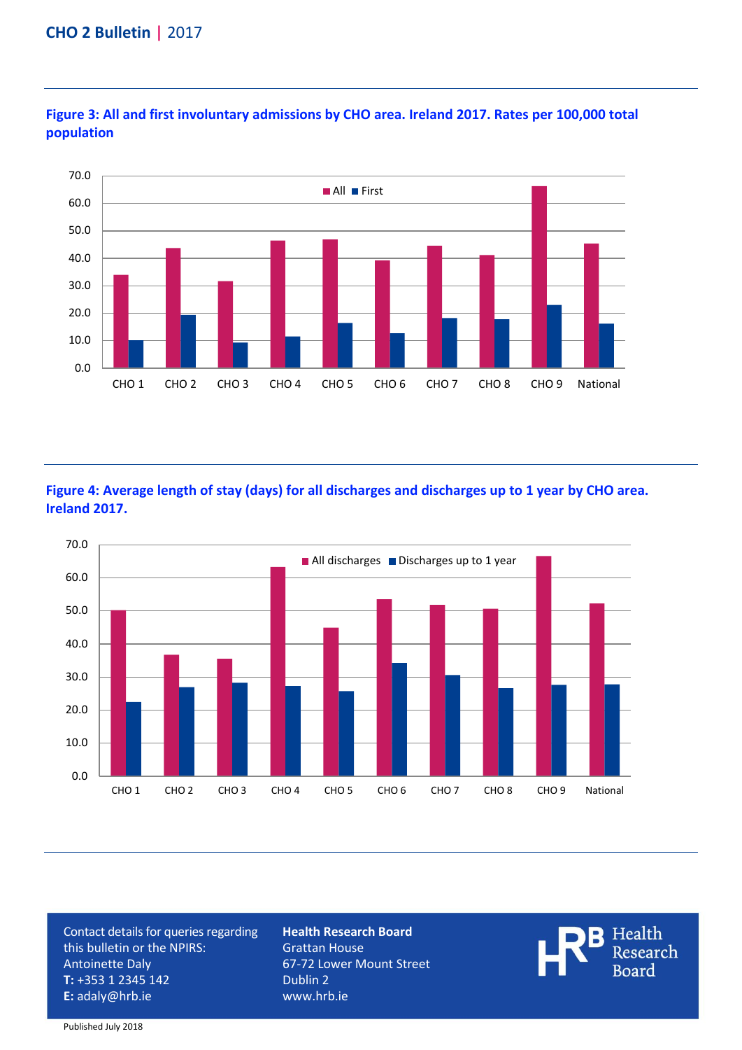**Figure 3: All and first involuntary admissions by CHO area. Ireland 2017. Rates per 100,000 total population**

70.0
60.0
50.0
40.0
30.0
20.0
10.0
0.0

All First

CHO 1 CHO 2 CHO 3 CHO 4 CHO 5 CHO 6 CHO 7 CHO 8 CHO 9 National

**Figure 4: Average length of stay (days) for all discharges and discharges up to 1 year by CHO area. Ireland 2017.**

70.0
60.0
50.0
40.0
30.0
20.0
10.0
0.0

All discharges Discharges up to 1 year

CHO 1 CHO 2 CHO 3 CHO 4 CHO 5 CHO 6 CHO 7 CHO 8 CHO 9 National

Contact details for queries regarding this bulletin or the NPIRS:
Antoinette Daly
**T:** +353 1 2345 142
**E:** adaly@hrb.ie

**Health Research Board**
Grattan House
67-72 Lower Mount Street
Dublin 2
www.hrb.ie

HRB Health Research Board

Published July 2018